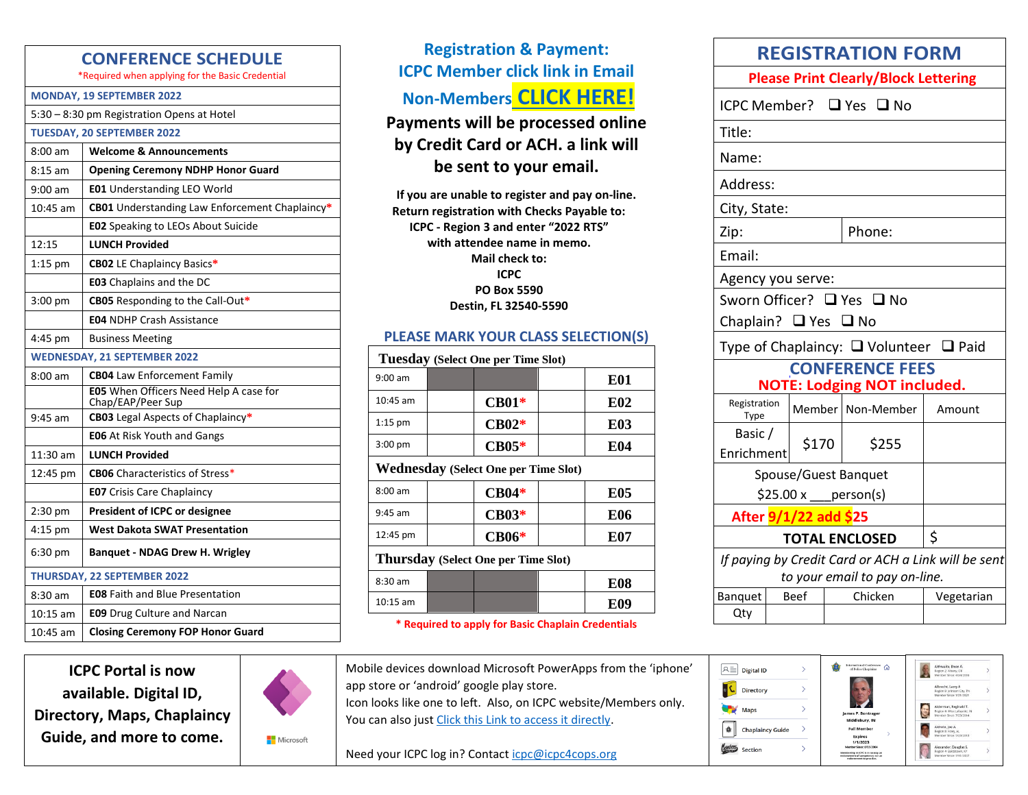## CONFERENCE SCHEDULE

*Required when applying for the Basic Credential

| MONDAY, 19 SEPTEMBER 2022 | |
|---|---|
| 5:30 – 8:30 pm Registration Opens at Hotel | |
| **TUESDAY, 20 SEPTEMBER 2022** | |
| 8:00 am | **Welcome & Announcements** |
| 8:15 am | **Opening Ceremony NDHP Honor Guard** |
| 9:00 am | **E01** Understanding LEO World |
| 10:45 am | **CB01** Understanding Law Enforcement Chaplaincy* |
| | **E02** Speaking to LEOs About Suicide |
| 12:15 | **LUNCH Provided** |
| 1:15 pm | **CB02** LE Chaplaincy Basics* |
| | **E03** Chaplains and the DC |
| 3:00 pm | **CB05** Responding to the Call-Out* |
| | **E04** NDHP Crash Assistance |
| 4:45 pm | Business Meeting |
| **WEDNESDAY, 21 SEPTEMBER 2022** | |
| 8:00 am | **CB04** Law Enforcement Family |
| | **E05** When Officers Need Help A case for Chap/EAP/Peer Sup |
| 9:45 am | **CB03** Legal Aspects of Chaplaincy* |
| | **E06** At Risk Youth and Gangs |
| 11:30 am | **LUNCH Provided** |
| 12:45 pm | **CB06** Characteristics of Stress* |
| | **E07** Crisis Care Chaplaincy |
| 2:30 pm | **President of ICPC or designee** |
| 4:15 pm | **West Dakota SWAT Presentation** |
| 6:30 pm | **Banquet - NDAG Drew H. Wrigley** |
| **THURSDAY, 22 SEPTEMBER 2022** | |
| 8:30 am | **E08** Faith and Blue Presentation |
| 10:15 am | **E09** Drug Culture and Narcan |
| 10:45 am | **Closing Ceremony FOP Honor Guard** |

## Registration & Payment:

## ICPC Member click link in Email

## Non-Members CLICK HERE!

**Payments will be processed online by Credit Card or ACH. a link will be sent to your email.**

**If you are unable to register and pay on-line.**
**Return registration with Checks Payable to:**
**ICPC - Region 3 and enter "2022 RTS"**
**with attendee name in memo.**
**Mail check to:**
**ICPC**
**PO Box 5590**
**Destin, FL 32540-5590**

### PLEASE MARK YOUR CLASS SELECTION(S)

| **Tuesday** (Select One per Time Slot) | | | | |
|---|---|---|---|---|
| 9:00 am | | | | **E01** |
| 10:45 am | | **CB01*** | | **E02** |
| 1:15 pm | | **CB02*** | | **E03** |
| 3:00 pm | | **CB05*** | | **E04** |
| **Wednesday** (Select One per Time Slot) | | | | |
| 8:00 am | | **CB04*** | | **E05** |
| 9:45 am | | **CB03*** | | **E06** |
| 12:45 pm | | **CB06*** | | **E07** |
| **Thursday** (Select One per Time Slot) | | | | |
| 8:30 am | | | | **E08** |
| 10:15 am | | | | **E09** |

**\* Required to apply for Basic Chaplain Credentials**

## REGISTRATION FORM

**Please Print Clearly/Block Lettering**

ICPC Member? ❑ Yes ❑ No

Title:

Name:

Address:

City, State:

Zip: Phone:

Email:

Agency you serve:

Sworn Officer? ❑ Yes ❑ No

Chaplain? ❑ Yes ❑ No

Type of Chaplaincy: ❑ Volunteer ❑ Paid

### CONFERENCE FEES

**NOTE: Lodging NOT included.**

| Registration Type | Member | Non-Member | Amount |
|---|---|---|---|
| Basic / Enrichment | $170 | $255 | |
| Spouse/Guest Banquet $25.00 x ___person(s) | | | |
| **After 9/1/22 add $25** | | | |
| **TOTAL ENCLOSED** | | | $ |

*If paying by Credit Card or ACH a Link will be sent to your email to pay on-line.*

| Banquet | Beef | Chicken | Vegetarian |
|---|---|---|---|
| Qty | | | |

**ICPC Portal is now available. Digital ID, Directory, Maps, Chaplaincy Guide, and more to come.**

Microsoft

Mobile devices download Microsoft PowerApps from the 'iphone' app store or 'android' google play store.
Icon looks like one to left. Also, on ICPC website/Members only.
You can also just Click this Link to access it directly.

Need your ICPC log in? Contact icpc@icpc4cops.org

Digital ID
Directory
Maps
Chaplaincy Guide
Section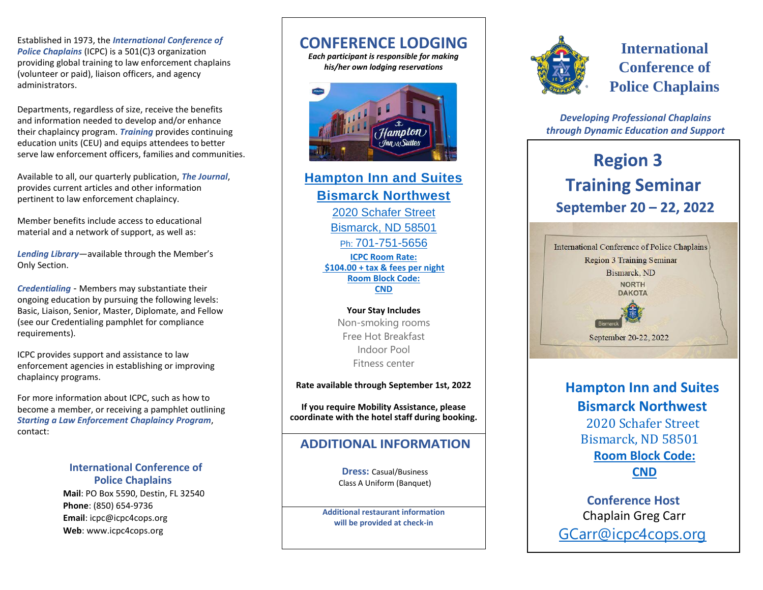Established in 1973, the ***International Conference of Police Chaplains*** (ICPC) is a 501(C)3 organization providing global training to law enforcement chaplains (volunteer or paid), liaison officers, and agency administrators.

Departments, regardless of size, receive the benefits and information needed to develop and/or enhance their chaplaincy program. ***Training*** provides continuing education units (CEU) and equips attendees to better serve law enforcement officers, families and communities.

Available to all, our quarterly publication, ***The Journal***, provides current articles and other information pertinent to law enforcement chaplaincy.

Member benefits include access to educational material and a network of support, as well as:

***Lending Library***—available through the Member's Only Section.

***Credentialing*** - Members may substantiate their ongoing education by pursuing the following levels: Basic, Liaison, Senior, Master, Diplomate, and Fellow (see our Credentialing pamphlet for compliance requirements).

ICPC provides support and assistance to law enforcement agencies in establishing or improving chaplaincy programs.

For more information about ICPC, such as how to become a member, or receiving a pamphlet outlining ***Starting a Law Enforcement Chaplaincy Program***, contact:

**International Conference of Police Chaplains**
**Mail**: PO Box 5590, Destin, FL 32540
**Phone**: (850) 654-9736
**Email**: icpc@icpc4cops.org
**Web**: www.icpc4cops.org

# CONFERENCE LODGING

***Each participant is responsible for making his/her own lodging reservations***

## Hampton Inn and Suites Bismarck Northwest

2020 Schafer Street
Bismarck, ND 58501
Ph: 701-751-5656

**ICPC Room Rate:**
**$104.00 + tax & fees per night**
**Room Block Code:**
**CND**

**Your Stay Includes**
Non-smoking rooms
Free Hot Breakfast
Indoor Pool
Fitness center

**Rate available through September 1st, 2022**

**If you require Mobility Assistance, please coordinate with the hotel staff during booking.**

# ADDITIONAL INFORMATION

**Dress:** Casual/Business
Class A Uniform (Banquet)

**Additional restaurant information will be provided at check-in**

# International Conference of Police Chaplains

***Developing Professional Chaplains through Dynamic Education and Support***

## Region 3 Training Seminar
### September 20 – 22, 2022

International Conference of Police Chaplains
Region 3 Training Seminar
Bismarck, ND
NORTH DAKOTA
Bismarck
September 20-22, 2022

**Hampton Inn and Suites Bismarck Northwest**
2020 Schafer Street
Bismarck, ND 58501
**Room Block Code:**
**CND**

**Conference Host**
Chaplain Greg Carr
GCarr@icpc4cops.org